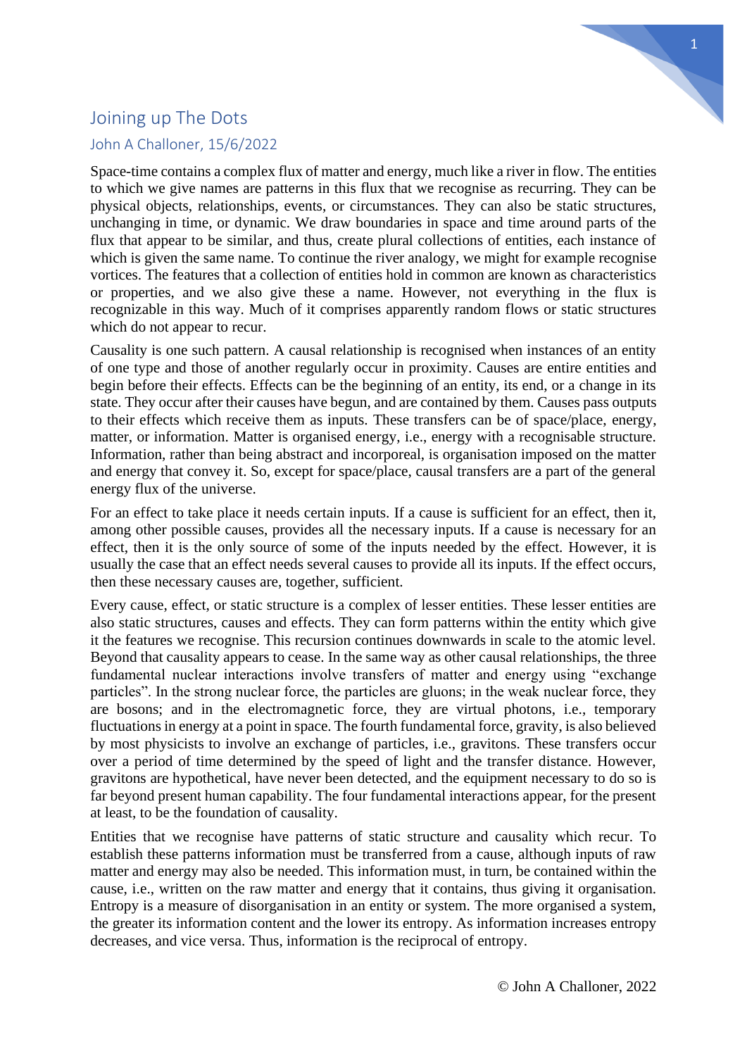# Joining up The Dots

## John A Challoner, 15/6/2022

Space-time contains a complex flux of matter and energy, much like a river in flow. The entities to which we give names are patterns in this flux that we recognise as recurring. They can be physical objects, relationships, events, or circumstances. They can also be static structures, unchanging in time, or dynamic. We draw boundaries in space and time around parts of the flux that appear to be similar, and thus, create plural collections of entities, each instance of which is given the same name. To continue the river analogy, we might for example recognise vortices. The features that a collection of entities hold in common are known as characteristics or properties, and we also give these a name. However, not everything in the flux is recognizable in this way. Much of it comprises apparently random flows or static structures which do not appear to recur.

Causality is one such pattern. A causal relationship is recognised when instances of an entity of one type and those of another regularly occur in proximity. Causes are entire entities and begin before their effects. Effects can be the beginning of an entity, its end, or a change in its state. They occur after their causes have begun, and are contained by them. Causes pass outputs to their effects which receive them as inputs. These transfers can be of space/place, energy, matter, or information. Matter is organised energy, i.e., energy with a recognisable structure. Information, rather than being abstract and incorporeal, is organisation imposed on the matter and energy that convey it. So, except for space/place, causal transfers are a part of the general energy flux of the universe.

For an effect to take place it needs certain inputs. If a cause is sufficient for an effect, then it, among other possible causes, provides all the necessary inputs. If a cause is necessary for an effect, then it is the only source of some of the inputs needed by the effect. However, it is usually the case that an effect needs several causes to provide all its inputs. If the effect occurs, then these necessary causes are, together, sufficient.

Every cause, effect, or static structure is a complex of lesser entities. These lesser entities are also static structures, causes and effects. They can form patterns within the entity which give it the features we recognise. This recursion continues downwards in scale to the atomic level. Beyond that causality appears to cease. In the same way as other causal relationships, the three fundamental nuclear interactions involve transfers of matter and energy using "exchange particles". In the strong nuclear force, the particles are gluons; in the weak nuclear force, they are bosons; and in the electromagnetic force, they are virtual photons, i.e., temporary fluctuations in energy at a point in space. The fourth fundamental force, gravity, is also believed by most physicists to involve an exchange of particles, i.e., gravitons. These transfers occur over a period of time determined by the speed of light and the transfer distance. However, gravitons are hypothetical, have never been detected, and the equipment necessary to do so is far beyond present human capability. The four fundamental interactions appear, for the present at least, to be the foundation of causality.

Entities that we recognise have patterns of static structure and causality which recur. To establish these patterns information must be transferred from a cause, although inputs of raw matter and energy may also be needed. This information must, in turn, be contained within the cause, i.e., written on the raw matter and energy that it contains, thus giving it organisation. Entropy is a measure of disorganisation in an entity or system. The more organised a system, the greater its information content and the lower its entropy. As information increases entropy decreases, and vice versa. Thus, information is the reciprocal of entropy.

© John A Challoner, 2022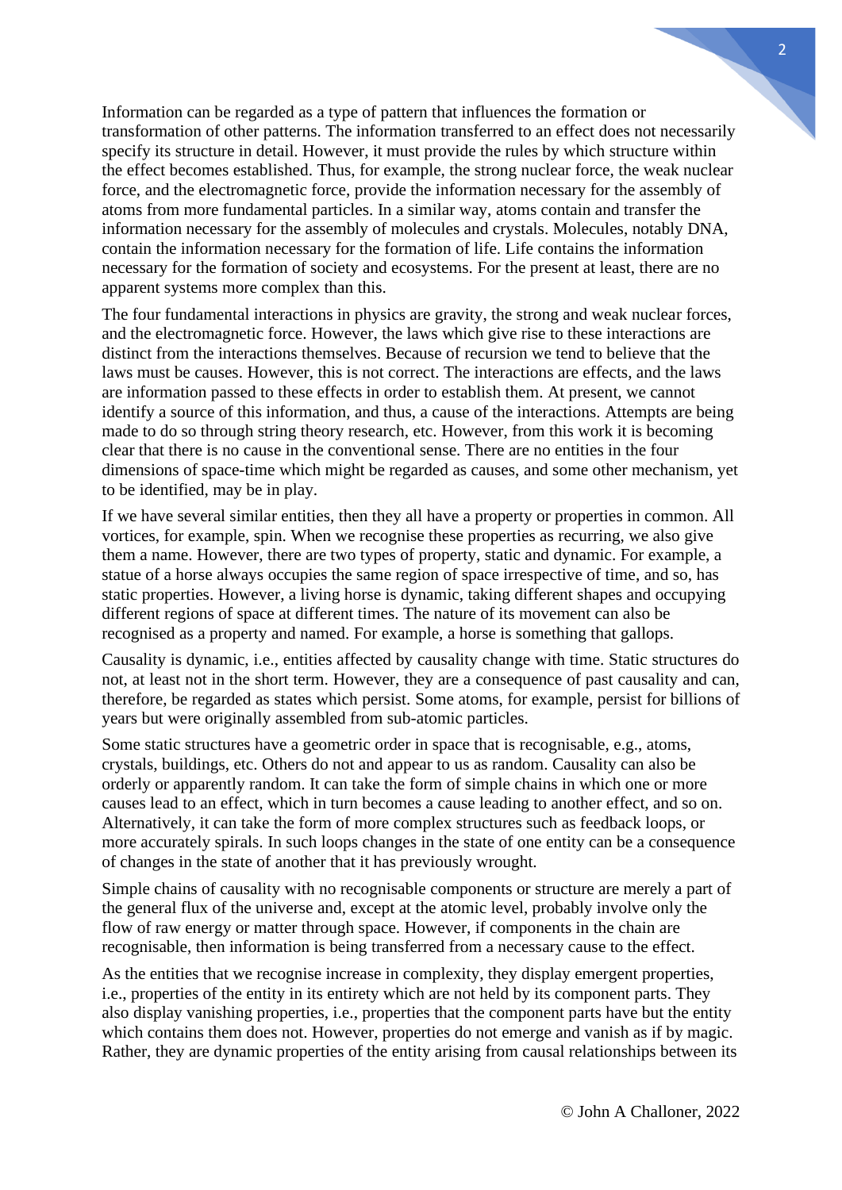Information can be regarded as a type of pattern that influences the formation or transformation of other patterns. The information transferred to an effect does not necessarily specify its structure in detail. However, it must provide the rules by which structure within the effect becomes established. Thus, for example, the strong nuclear force, the weak nuclear force, and the electromagnetic force, provide the information necessary for the assembly of atoms from more fundamental particles. In a similar way, atoms contain and transfer the information necessary for the assembly of molecules and crystals. Molecules, notably DNA, contain the information necessary for the formation of life. Life contains the information necessary for the formation of society and ecosystems. For the present at least, there are no apparent systems more complex than this.

The four fundamental interactions in physics are gravity, the strong and weak nuclear forces, and the electromagnetic force. However, the laws which give rise to these interactions are distinct from the interactions themselves. Because of recursion we tend to believe that the laws must be causes. However, this is not correct. The interactions are effects, and the laws are information passed to these effects in order to establish them. At present, we cannot identify a source of this information, and thus, a cause of the interactions. Attempts are being made to do so through string theory research, etc. However, from this work it is becoming clear that there is no cause in the conventional sense. There are no entities in the four dimensions of space-time which might be regarded as causes, and some other mechanism, yet to be identified, may be in play.

If we have several similar entities, then they all have a property or properties in common. All vortices, for example, spin. When we recognise these properties as recurring, we also give them a name. However, there are two types of property, static and dynamic. For example, a statue of a horse always occupies the same region of space irrespective of time, and so, has static properties. However, a living horse is dynamic, taking different shapes and occupying different regions of space at different times. The nature of its movement can also be recognised as a property and named. For example, a horse is something that gallops.

Causality is dynamic, i.e., entities affected by causality change with time. Static structures do not, at least not in the short term. However, they are a consequence of past causality and can, therefore, be regarded as states which persist. Some atoms, for example, persist for billions of years but were originally assembled from sub-atomic particles.

Some static structures have a geometric order in space that is recognisable, e.g., atoms, crystals, buildings, etc. Others do not and appear to us as random. Causality can also be orderly or apparently random. It can take the form of simple chains in which one or more causes lead to an effect, which in turn becomes a cause leading to another effect, and so on. Alternatively, it can take the form of more complex structures such as feedback loops, or more accurately spirals. In such loops changes in the state of one entity can be a consequence of changes in the state of another that it has previously wrought.

Simple chains of causality with no recognisable components or structure are merely a part of the general flux of the universe and, except at the atomic level, probably involve only the flow of raw energy or matter through space. However, if components in the chain are recognisable, then information is being transferred from a necessary cause to the effect.

As the entities that we recognise increase in complexity, they display emergent properties, i.e., properties of the entity in its entirety which are not held by its component parts. They also display vanishing properties, i.e., properties that the component parts have but the entity which contains them does not. However, properties do not emerge and vanish as if by magic. Rather, they are dynamic properties of the entity arising from causal relationships between its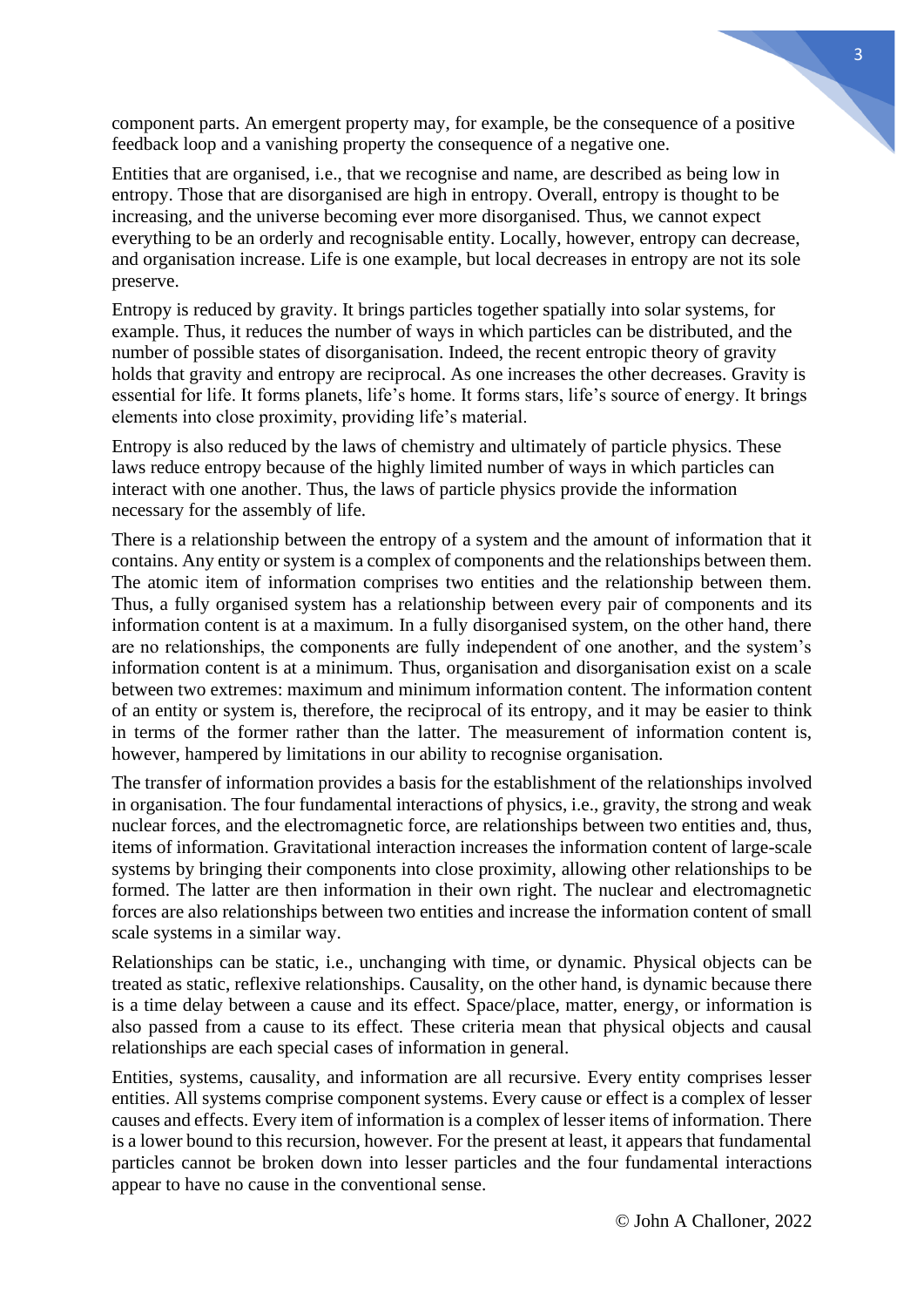component parts. An emergent property may, for example, be the consequence of a positive feedback loop and a vanishing property the consequence of a negative one.

Entities that are organised, i.e., that we recognise and name, are described as being low in entropy. Those that are disorganised are high in entropy. Overall, entropy is thought to be increasing, and the universe becoming ever more disorganised. Thus, we cannot expect everything to be an orderly and recognisable entity. Locally, however, entropy can decrease, and organisation increase. Life is one example, but local decreases in entropy are not its sole preserve.

Entropy is reduced by gravity. It brings particles together spatially into solar systems, for example. Thus, it reduces the number of ways in which particles can be distributed, and the number of possible states of disorganisation. Indeed, the recent entropic theory of gravity holds that gravity and entropy are reciprocal. As one increases the other decreases. Gravity is essential for life. It forms planets, life's home. It forms stars, life's source of energy. It brings elements into close proximity, providing life's material.

Entropy is also reduced by the laws of chemistry and ultimately of particle physics. These laws reduce entropy because of the highly limited number of ways in which particles can interact with one another. Thus, the laws of particle physics provide the information necessary for the assembly of life.

There is a relationship between the entropy of a system and the amount of information that it contains. Any entity or system is a complex of components and the relationships between them. The atomic item of information comprises two entities and the relationship between them. Thus, a fully organised system has a relationship between every pair of components and its information content is at a maximum. In a fully disorganised system, on the other hand, there are no relationships, the components are fully independent of one another, and the system's information content is at a minimum. Thus, organisation and disorganisation exist on a scale between two extremes: maximum and minimum information content. The information content of an entity or system is, therefore, the reciprocal of its entropy, and it may be easier to think in terms of the former rather than the latter. The measurement of information content is, however, hampered by limitations in our ability to recognise organisation.

The transfer of information provides a basis for the establishment of the relationships involved in organisation. The four fundamental interactions of physics, i.e., gravity, the strong and weak nuclear forces, and the electromagnetic force, are relationships between two entities and, thus, items of information. Gravitational interaction increases the information content of large-scale systems by bringing their components into close proximity, allowing other relationships to be formed. The latter are then information in their own right. The nuclear and electromagnetic forces are also relationships between two entities and increase the information content of small scale systems in a similar way.

Relationships can be static, i.e., unchanging with time, or dynamic. Physical objects can be treated as static, reflexive relationships. Causality, on the other hand, is dynamic because there is a time delay between a cause and its effect. Space/place, matter, energy, or information is also passed from a cause to its effect. These criteria mean that physical objects and causal relationships are each special cases of information in general.

Entities, systems, causality, and information are all recursive. Every entity comprises lesser entities. All systems comprise component systems. Every cause or effect is a complex of lesser causes and effects. Every item of information is a complex of lesser items of information. There is a lower bound to this recursion, however. For the present at least, it appears that fundamental particles cannot be broken down into lesser particles and the four fundamental interactions appear to have no cause in the conventional sense.

© John A Challoner, 2022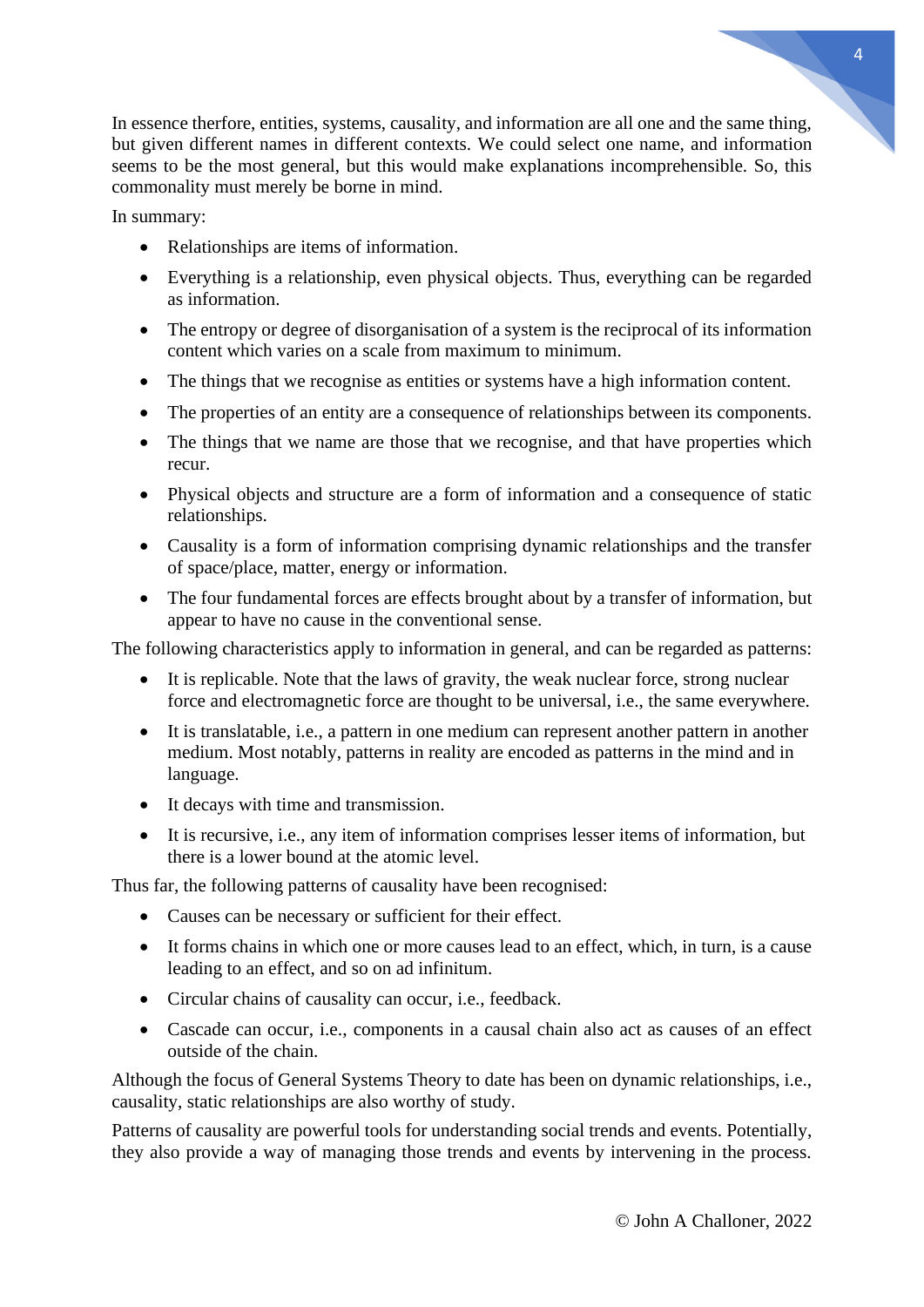In essence therfore, entities, systems, causality, and information are all one and the same thing, but given different names in different contexts. We could select one name, and information seems to be the most general, but this would make explanations incomprehensible. So, this commonality must merely be borne in mind.

In summary:

- Relationships are items of information.
- Everything is a relationship, even physical objects. Thus, everything can be regarded as information.
- The entropy or degree of disorganisation of a system is the reciprocal of its information content which varies on a scale from maximum to minimum.
- The things that we recognise as entities or systems have a high information content.
- The properties of an entity are a consequence of relationships between its components.
- The things that we name are those that we recognise, and that have properties which recur.
- Physical objects and structure are a form of information and a consequence of static relationships.
- Causality is a form of information comprising dynamic relationships and the transfer of space/place, matter, energy or information.
- The four fundamental forces are effects brought about by a transfer of information, but appear to have no cause in the conventional sense.

The following characteristics apply to information in general, and can be regarded as patterns:

- It is replicable. Note that the laws of gravity, the weak nuclear force, strong nuclear force and electromagnetic force are thought to be universal, i.e., the same everywhere.
- It is translatable, i.e., a pattern in one medium can represent another pattern in another medium. Most notably, patterns in reality are encoded as patterns in the mind and in language.
- It decays with time and transmission.
- It is recursive, i.e., any item of information comprises lesser items of information, but there is a lower bound at the atomic level.

Thus far, the following patterns of causality have been recognised:

- Causes can be necessary or sufficient for their effect.
- It forms chains in which one or more causes lead to an effect, which, in turn, is a cause leading to an effect, and so on ad infinitum.
- Circular chains of causality can occur, i.e., feedback.
- Cascade can occur, i.e., components in a causal chain also act as causes of an effect outside of the chain.

Although the focus of General Systems Theory to date has been on dynamic relationships, i.e., causality, static relationships are also worthy of study.

Patterns of causality are powerful tools for understanding social trends and events. Potentially, they also provide a way of managing those trends and events by intervening in the process.

© John A Challoner, 2022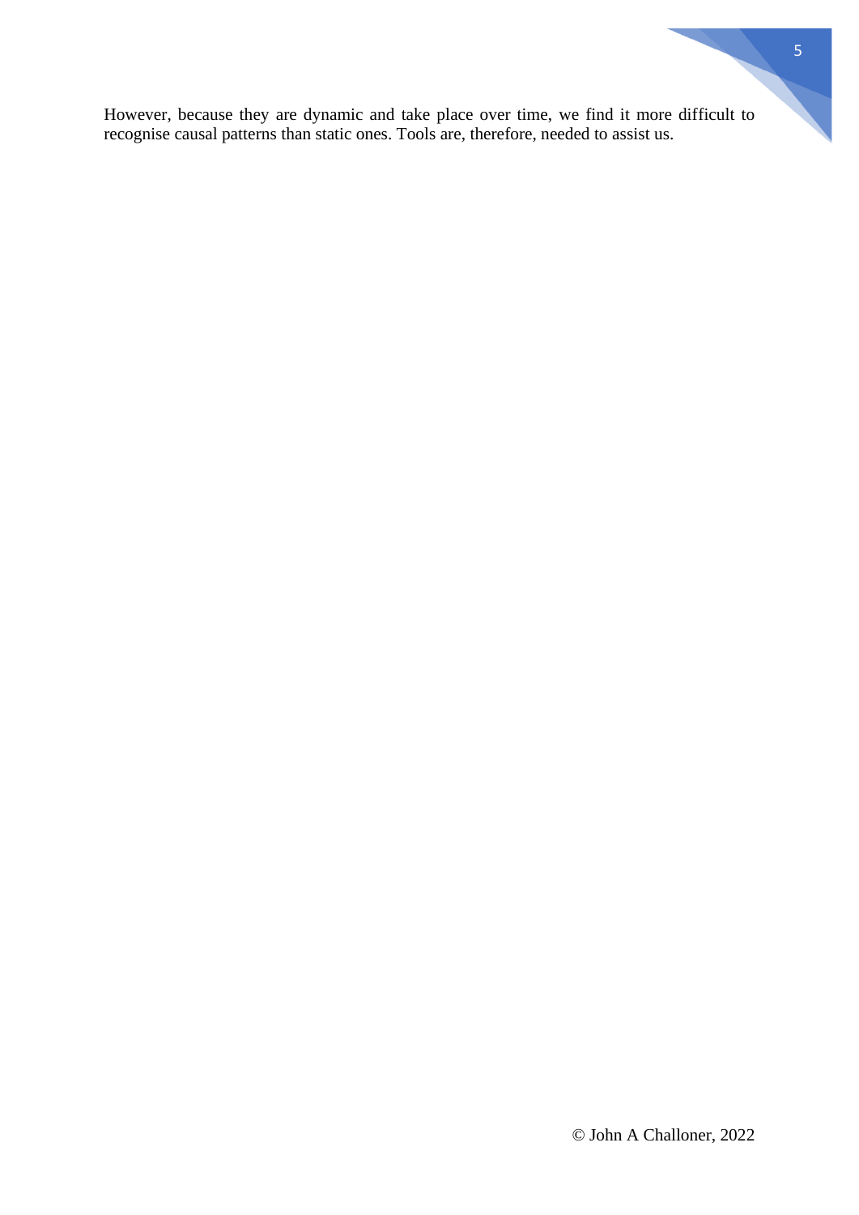However, because they are dynamic and take place over time, we find it more difficult to recognise causal patterns than static ones. Tools are, therefore, needed to assist us.